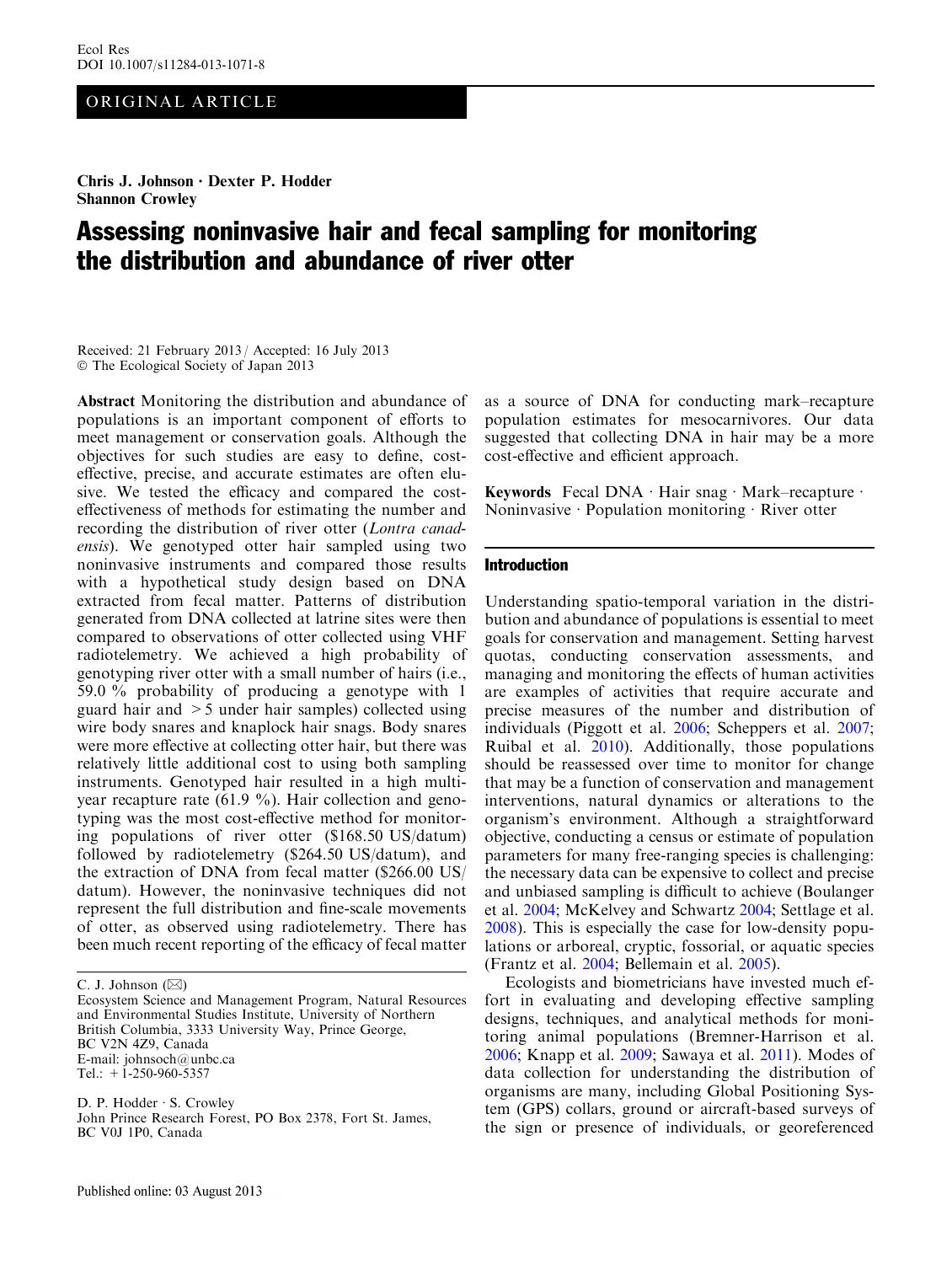Ecol Res
DOI 10.1007/s11284-013-1071-8

ORIGINAL ARTICLE

**Chris J. Johnson · Dexter P. Hodder**
**Shannon Crowley**

# Assessing noninvasive hair and fecal sampling for monitoring the distribution and abundance of river otter

Received: 21 February 2013 / Accepted: 16 July 2013
© The Ecological Society of Japan 2013

**Abstract** Monitoring the distribution and abundance of populations is an important component of efforts to meet management or conservation goals. Although the objectives for such studies are easy to define, cost-effective, precise, and accurate estimates are often elusive. We tested the efficacy and compared the cost-effectiveness of methods for estimating the number and recording the distribution of river otter (*Lontra canadensis*). We genotyped otter hair sampled using two noninvasive instruments and compared those results with a hypothetical study design based on DNA extracted from fecal matter. Patterns of distribution generated from DNA collected at latrine sites were then compared to observations of otter collected using VHF radiotelemetry. We achieved a high probability of genotyping river otter with a small number of hairs (i.e., 59.0 % probability of producing a genotype with 1 guard hair and >5 under hair samples) collected using wire body snares and knaplock hair snags. Body snares were more effective at collecting otter hair, but there was relatively little additional cost to using both sampling instruments. Genotyped hair resulted in a high multi-year recapture rate (61.9 %). Hair collection and genotyping was the most cost-effective method for monitoring populations of river otter ($168.50 US/datum) followed by radiotelemetry ($264.50 US/datum), and the extraction of DNA from fecal matter ($266.00 US/datum). However, the noninvasive techniques did not represent the full distribution and fine-scale movements of otter, as observed using radiotelemetry. There has been much recent reporting of the efficacy of fecal matter as a source of DNA for conducting mark–recapture population estimates for mesocarnivores. Our data suggested that collecting DNA in hair may be a more cost-effective and efficient approach.

**Keywords** Fecal DNA · Hair snag · Mark–recapture · Noninvasive · Population monitoring · River otter

C. J. Johnson (✉)
Ecosystem Science and Management Program, Natural Resources and Environmental Studies Institute, University of Northern British Columbia, 3333 University Way, Prince George, BC V2N 4Z9, Canada
E-mail: johnsoch@unbc.ca
Tel.: +1-250-960-5357

D. P. Hodder · S. Crowley
John Prince Research Forest, PO Box 2378, Fort St. James, BC V0J 1P0, Canada

## Introduction

Understanding spatio-temporal variation in the distribution and abundance of populations is essential to meet goals for conservation and management. Setting harvest quotas, conducting conservation assessments, and managing and monitoring the effects of human activities are examples of activities that require accurate and precise measures of the number and distribution of individuals (Piggott et al. 2006; Scheppers et al. 2007; Ruibal et al. 2010). Additionally, those populations should be reassessed over time to monitor for change that may be a function of conservation and management interventions, natural dynamics or alterations to the organism's environment. Although a straightforward objective, conducting a census or estimate of population parameters for many free-ranging species is challenging: the necessary data can be expensive to collect and precise and unbiased sampling is difficult to achieve (Boulanger et al. 2004; McKelvey and Schwartz 2004; Settlage et al. 2008). This is especially the case for low-density populations or arboreal, cryptic, fossorial, or aquatic species (Frantz et al. 2004; Bellemain et al. 2005).

Ecologists and biometricians have invested much effort in evaluating and developing effective sampling designs, techniques, and analytical methods for monitoring animal populations (Bremner-Harrison et al. 2006; Knapp et al. 2009; Sawaya et al. 2011). Modes of data collection for understanding the distribution of organisms are many, including Global Positioning System (GPS) collars, ground or aircraft-based surveys of the sign or presence of individuals, or georeferenced

Published online: 03 August 2013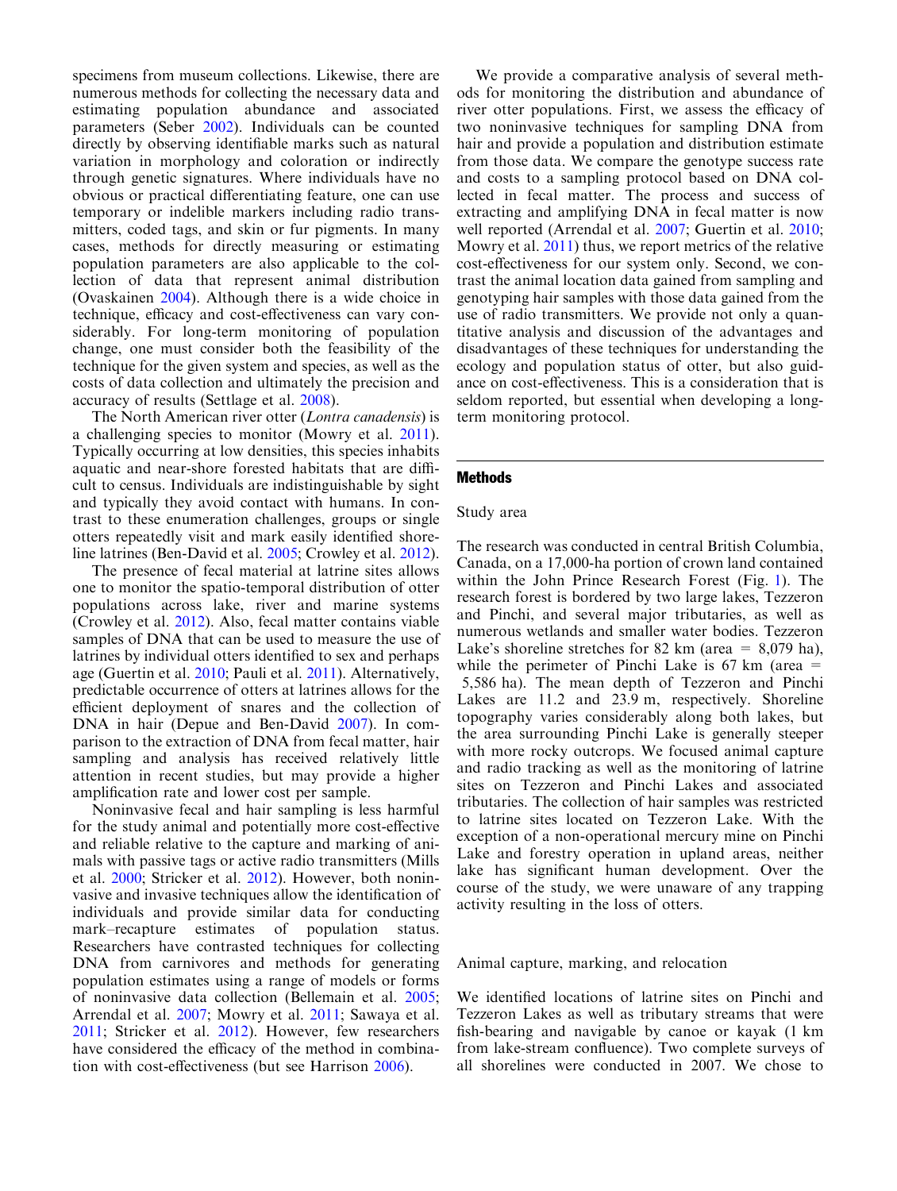specimens from museum collections. Likewise, there are numerous methods for collecting the necessary data and estimating population abundance and associated parameters (Seber 2002). Individuals can be counted directly by observing identifiable marks such as natural variation in morphology and coloration or indirectly through genetic signatures. Where individuals have no obvious or practical differentiating feature, one can use temporary or indelible markers including radio transmitters, coded tags, and skin or fur pigments. In many cases, methods for directly measuring or estimating population parameters are also applicable to the collection of data that represent animal distribution (Ovaskainen 2004). Although there is a wide choice in technique, efficacy and cost-effectiveness can vary considerably. For long-term monitoring of population change, one must consider both the feasibility of the technique for the given system and species, as well as the costs of data collection and ultimately the precision and accuracy of results (Settlage et al. 2008).

The North American river otter (*Lontra canadensis*) is a challenging species to monitor (Mowry et al. 2011). Typically occurring at low densities, this species inhabits aquatic and near-shore forested habitats that are difficult to census. Individuals are indistinguishable by sight and typically they avoid contact with humans. In contrast to these enumeration challenges, groups or single otters repeatedly visit and mark easily identified shoreline latrines (Ben-David et al. 2005; Crowley et al. 2012).

The presence of fecal material at latrine sites allows one to monitor the spatio-temporal distribution of otter populations across lake, river and marine systems (Crowley et al. 2012). Also, fecal matter contains viable samples of DNA that can be used to measure the use of latrines by individual otters identified to sex and perhaps age (Guertin et al. 2010; Pauli et al. 2011). Alternatively, predictable occurrence of otters at latrines allows for the efficient deployment of snares and the collection of DNA in hair (Depue and Ben-David 2007). In comparison to the extraction of DNA from fecal matter, hair sampling and analysis has received relatively little attention in recent studies, but may provide a higher amplification rate and lower cost per sample.

Noninvasive fecal and hair sampling is less harmful for the study animal and potentially more cost-effective and reliable relative to the capture and marking of animals with passive tags or active radio transmitters (Mills et al. 2000; Stricker et al. 2012). However, both noninvasive and invasive techniques allow the identification of individuals and provide similar data for conducting mark–recapture estimates of population status. Researchers have contrasted techniques for collecting DNA from carnivores and methods for generating population estimates using a range of models or forms of noninvasive data collection (Bellemain et al. 2005; Arrendal et al. 2007; Mowry et al. 2011; Sawaya et al. 2011; Stricker et al. 2012). However, few researchers have considered the efficacy of the method in combination with cost-effectiveness (but see Harrison 2006).

We provide a comparative analysis of several methods for monitoring the distribution and abundance of river otter populations. First, we assess the efficacy of two noninvasive techniques for sampling DNA from hair and provide a population and distribution estimate from those data. We compare the genotype success rate and costs to a sampling protocol based on DNA collected in fecal matter. The process and success of extracting and amplifying DNA in fecal matter is now well reported (Arrendal et al. 2007; Guertin et al. 2010; Mowry et al. 2011) thus, we report metrics of the relative cost-effectiveness for our system only. Second, we contrast the animal location data gained from sampling and genotyping hair samples with those data gained from the use of radio transmitters. We provide not only a quantitative analysis and discussion of the advantages and disadvantages of these techniques for understanding the ecology and population status of otter, but also guidance on cost-effectiveness. This is a consideration that is seldom reported, but essential when developing a long-term monitoring protocol.

## Methods

### Study area

The research was conducted in central British Columbia, Canada, on a 17,000-ha portion of crown land contained within the John Prince Research Forest (Fig. 1). The research forest is bordered by two large lakes, Tezzeron and Pinchi, and several major tributaries, as well as numerous wetlands and smaller water bodies. Tezzeron Lake's shoreline stretches for 82 km (area = 8,079 ha), while the perimeter of Pinchi Lake is 67 km (area = 5,586 ha). The mean depth of Tezzeron and Pinchi Lakes are 11.2 and 23.9 m, respectively. Shoreline topography varies considerably along both lakes, but the area surrounding Pinchi Lake is generally steeper with more rocky outcrops. We focused animal capture and radio tracking as well as the monitoring of latrine sites on Tezzeron and Pinchi Lakes and associated tributaries. The collection of hair samples was restricted to latrine sites located on Tezzeron Lake. With the exception of a non-operational mercury mine on Pinchi Lake and forestry operation in upland areas, neither lake has significant human development. Over the course of the study, we were unaware of any trapping activity resulting in the loss of otters.

### Animal capture, marking, and relocation

We identified locations of latrine sites on Pinchi and Tezzeron Lakes as well as tributary streams that were fish-bearing and navigable by canoe or kayak (1 km from lake-stream confluence). Two complete surveys of all shorelines were conducted in 2007. We chose to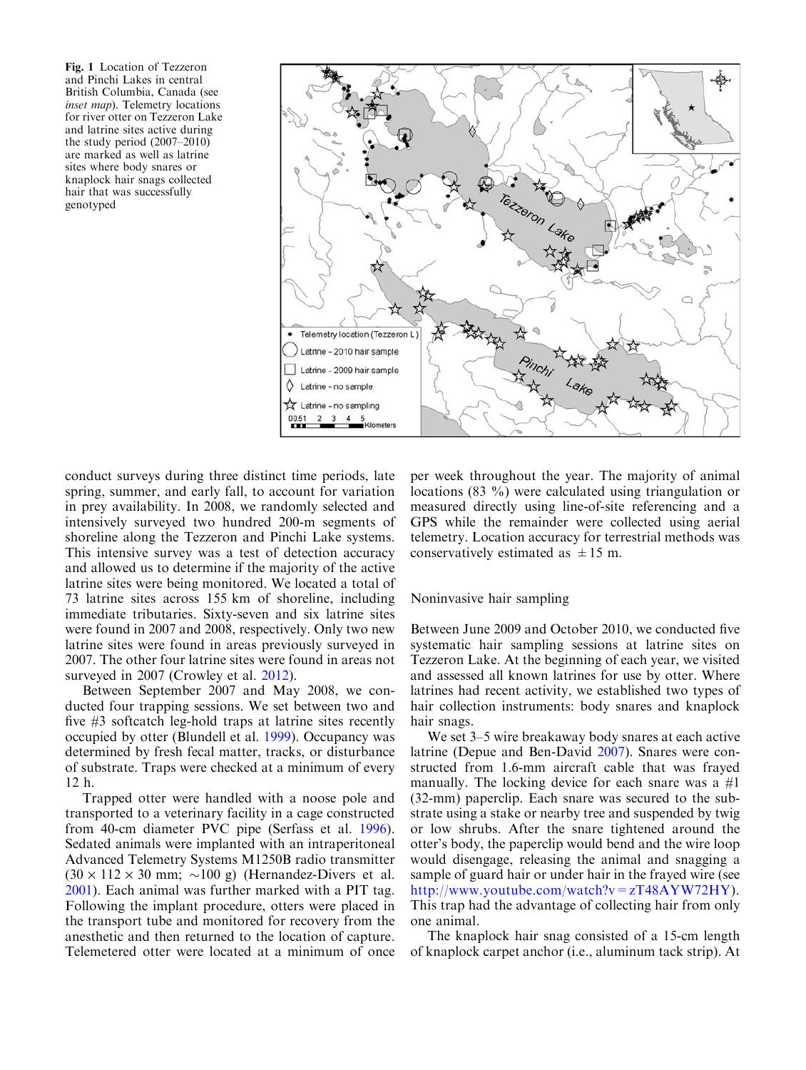Fig. 1 Location of Tezzeron and Pinchi Lakes in central British Columbia, Canada (see *inset map*). Telemetry locations for river otter on Tezzeron Lake and latrine sites active during the study period (2007–2010) are marked as well as latrine sites where body snares or knaplock hair snags collected hair that was successfully genotyped

conduct surveys during three distinct time periods, late spring, summer, and early fall, to account for variation in prey availability. In 2008, we randomly selected and intensively surveyed two hundred 200-m segments of shoreline along the Tezzeron and Pinchi Lake systems. This intensive survey was a test of detection accuracy and allowed us to determine if the majority of the active latrine sites were being monitored. We located a total of 73 latrine sites across 155 km of shoreline, including immediate tributaries. Sixty-seven and six latrine sites were found in 2007 and 2008, respectively. Only two new latrine sites were found in areas previously surveyed in 2007. The other four latrine sites were found in areas not surveyed in 2007 (Crowley et al. 2012).

Between September 2007 and May 2008, we conducted four trapping sessions. We set between two and five #3 softcatch leg-hold traps at latrine sites recently occupied by otter (Blundell et al. 1999). Occupancy was determined by fresh fecal matter, tracks, or disturbance of substrate. Traps were checked at a minimum of every 12 h.

Trapped otter were handled with a noose pole and transported to a veterinary facility in a cage constructed from 40-cm diameter PVC pipe (Serfass et al. 1996). Sedated animals were implanted with an intraperitoneal Advanced Telemetry Systems M1250B radio transmitter ($30 \times 112 \times 30$ mm; ~100 g) (Hernandez-Divers et al. 2001). Each animal was further marked with a PIT tag. Following the implant procedure, otters were placed in the transport tube and monitored for recovery from the anesthetic and then returned to the location of capture. Telemetered otter were located at a minimum of once per week throughout the year. The majority of animal locations (83 %) were calculated using triangulation or measured directly using line-of-site referencing and a GPS while the remainder were collected using aerial telemetry. Location accuracy for terrestrial methods was conservatively estimated as ±15 m.

## Noninvasive hair sampling

Between June 2009 and October 2010, we conducted five systematic hair sampling sessions at latrine sites on Tezzeron Lake. At the beginning of each year, we visited and assessed all known latrines for use by otter. Where latrines had recent activity, we established two types of hair collection instruments: body snares and knaplock hair snags.

We set 3–5 wire breakaway body snares at each active latrine (Depue and Ben-David 2007). Snares were constructed from 1.6-mm aircraft cable that was frayed manually. The locking device for each snare was a #1 (32-mm) paperclip. Each snare was secured to the substrate using a stake or nearby tree and suspended by twig or low shrubs. After the snare tightened around the otter's body, the paperclip would bend and the wire loop would disengage, releasing the animal and snagging a sample of guard hair or under hair in the frayed wire (see http://www.youtube.com/watch?v=zT48AYW72HY). This trap had the advantage of collecting hair from only one animal.

The knaplock hair snag consisted of a 15-cm length of knaplock carpet anchor (i.e., aluminum tack strip). At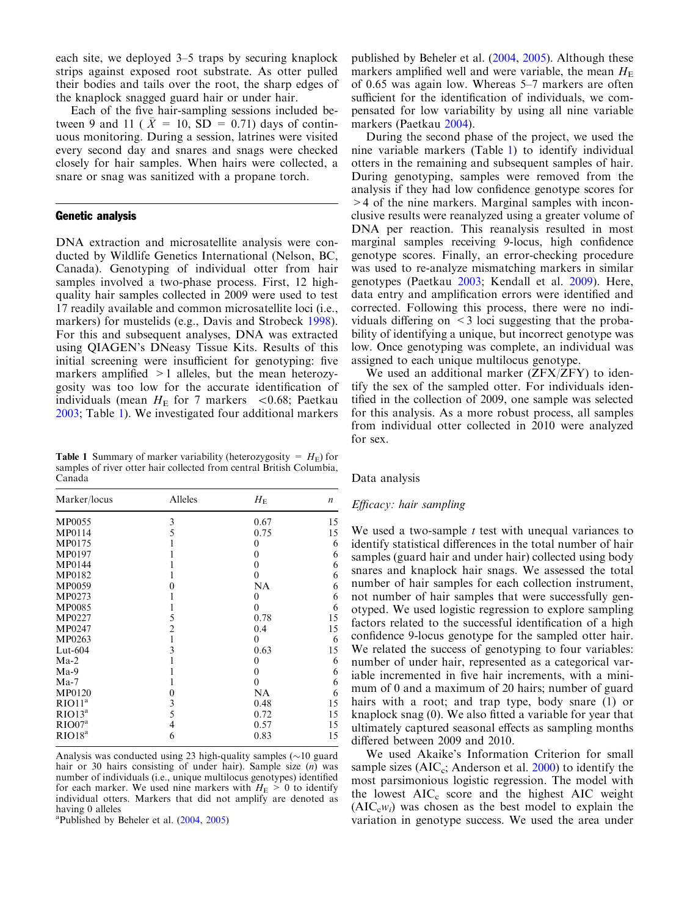each site, we deployed 3–5 traps by securing knaplock strips against exposed root substrate. As otter pulled their bodies and tails over the root, the sharp edges of the knaplock snagged guard hair or under hair.

Each of the five hair-sampling sessions included between 9 and 11 ($\bar{X}$ = 10, SD = 0.71) days of continuous monitoring. During a session, latrines were visited every second day and snares and snags were checked closely for hair samples. When hairs were collected, a snare or snag was sanitized with a propane torch.

## Genetic analysis

DNA extraction and microsatellite analysis were conducted by Wildlife Genetics International (Nelson, BC, Canada). Genotyping of individual otter from hair samples involved a two-phase process. First, 12 high-quality hair samples collected in 2009 were used to test 17 readily available and common microsatellite loci (i.e., markers) for mustelids (e.g., Davis and Strobeck 1998). For this and subsequent analyses, DNA was extracted using QIAGEN's DNeasy Tissue Kits. Results of this initial screening were insufficient for genotyping: five markers amplified >1 alleles, but the mean heterozygosity was too low for the accurate identification of individuals (mean $H_E$ for 7 markers <0.68; Paetkau 2003; Table 1). We investigated four additional markers published by Beheler et al. (2004, 2005). Although these markers amplified well and were variable, the mean $H_E$ of 0.65 was again low. Whereas 5–7 markers are often sufficient for the identification of individuals, we compensated for low variability by using all nine variable markers (Paetkau 2004).

During the second phase of the project, we used the nine variable markers (Table 1) to identify individual otters in the remaining and subsequent samples of hair. During genotyping, samples were removed from the analysis if they had low confidence genotype scores for >4 of the nine markers. Marginal samples with inconclusive results were reanalyzed using a greater volume of DNA per reaction. This reanalysis resulted in most marginal samples receiving 9-locus, high confidence genotype scores. Finally, an error-checking procedure was used to re-analyze mismatching markers in similar genotypes (Paetkau 2003; Kendall et al. 2009). Here, data entry and amplification errors were identified and corrected. Following this process, there were no individuals differing on <3 loci suggesting that the probability of identifying a unique, but incorrect genotype was low. Once genotyping was complete, an individual was assigned to each unique multilocus genotype.

We used an additional marker (ZFX/ZFY) to identify the sex of the sampled otter. For individuals identified in the collection of 2009, one sample was selected for this analysis. As a more robust process, all samples from individual otter collected in 2010 were analyzed for sex.

**Table 1** Summary of marker variability (heterozygosity = $H_E$) for samples of river otter hair collected from central British Columbia, Canada

| Marker/locus | Alleles | $H_E$ | $n$ |
|---|---|---|---|
| MP0055 | 3 | 0.67 | 15 |
| MP0114 | 5 | 0.75 | 15 |
| MP0175 | 1 | 0 | 6 |
| MP0197 | 1 | 0 | 6 |
| MP0144 | 1 | 0 | 6 |
| MP0182 | 1 | 0 | 6 |
| MP0059 | 0 | NA | 6 |
| MP0273 | 1 | 0 | 6 |
| MP0085 | 1 | 0 | 6 |
| MP0227 | 5 | 0.78 | 15 |
| MP0247 | 2 | 0.4 | 15 |
| MP0263 | 1 | 0 | 6 |
| Lut-604 | 3 | 0.63 | 15 |
| Ma-2 | 1 | 0 | 6 |
| Ma-9 | 1 | 0 | 6 |
| Ma-7 | 1 | 0 | 6 |
| MP0120 | 0 | NA | 6 |
| RIO11[a] | 3 | 0.48 | 15 |
| RIO13[a] | 5 | 0.72 | 15 |
| RIO07[a] | 4 | 0.57 | 15 |
| RIO18[a] | 6 | 0.83 | 15 |

Analysis was conducted using 23 high-quality samples (~10 guard hair or 30 hairs consisting of under hair). Sample size ($n$) was number of individuals (i.e., unique multilocus genotypes) identified for each marker. We used nine markers with $H_E$ > 0 to identify individual otters. Markers that did not amplify are denoted as having 0 alleles

[a]Published by Beheler et al. (2004, 2005)

## Data analysis

### *Efficacy: hair sampling*

We used a two-sample $t$ test with unequal variances to identify statistical differences in the total number of hair samples (guard hair and under hair) collected using body snares and knaplock hair snags. We assessed the total number of hair samples for each collection instrument, not number of hair samples that were successfully genotyped. We used logistic regression to explore sampling factors related to the successful identification of a high confidence 9-locus genotype for the sampled otter hair. We related the success of genotyping to four variables: number of under hair, represented as a categorical variable incremented in five hair increments, with a minimum of 0 and a maximum of 20 hairs; number of guard hairs with a root; and trap type, body snare (1) or knaplock snag (0). We also fitted a variable for year that ultimately captured seasonal effects as sampling months differed between 2009 and 2010.

We used Akaike's Information Criterion for small sample sizes ($AIC_c$; Anderson et al. 2000) to identify the most parsimonious logistic regression. The model with the lowest $AIC_c$ score and the highest AIC weight ($AIC_c w_i$) was chosen as the best model to explain the variation in genotype success. We used the area under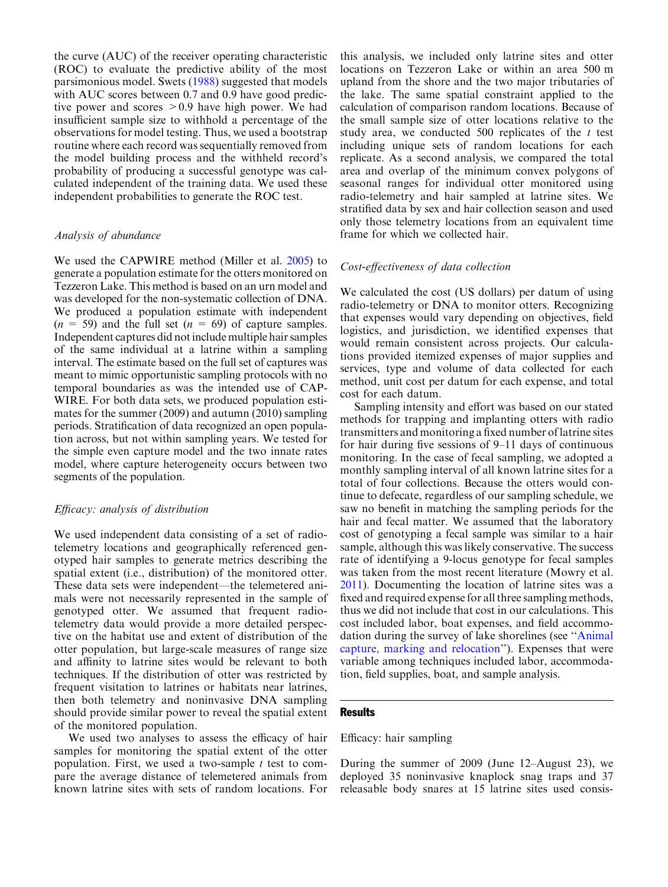the curve (AUC) of the receiver operating characteristic (ROC) to evaluate the predictive ability of the most parsimonious model. Swets (1988) suggested that models with AUC scores between 0.7 and 0.9 have good predictive power and scores >0.9 have high power. We had insufficient sample size to withhold a percentage of the observations for model testing. Thus, we used a bootstrap routine where each record was sequentially removed from the model building process and the withheld record's probability of producing a successful genotype was calculated independent of the training data. We used these independent probabilities to generate the ROC test.

### *Analysis of abundance*

We used the CAPWIRE method (Miller et al. 2005) to generate a population estimate for the otters monitored on Tezzeron Lake. This method is based on an urn model and was developed for the non-systematic collection of DNA. We produced a population estimate with independent ($n = 59$) and the full set ($n = 69$) of capture samples. Independent captures did not include multiple hair samples of the same individual at a latrine within a sampling interval. The estimate based on the full set of captures was meant to mimic opportunistic sampling protocols with no temporal boundaries as was the intended use of CAPWIRE. For both data sets, we produced population estimates for the summer (2009) and autumn (2010) sampling periods. Stratification of data recognized an open population across, but not within sampling years. We tested for the simple even capture model and the two innate rates model, where capture heterogeneity occurs between two segments of the population.

### *Efficacy: analysis of distribution*

We used independent data consisting of a set of radio-telemetry locations and geographically referenced genotyped hair samples to generate metrics describing the spatial extent (i.e., distribution) of the monitored otter. These data sets were independent—the telemetered animals were not necessarily represented in the sample of genotyped otter. We assumed that frequent radio-telemetry data would provide a more detailed perspective on the habitat use and extent of distribution of the otter population, but large-scale measures of range size and affinity to latrine sites would be relevant to both techniques. If the distribution of otter was restricted by frequent visitation to latrines or habitats near latrines, then both telemetry and noninvasive DNA sampling should provide similar power to reveal the spatial extent of the monitored population.

We used two analyses to assess the efficacy of hair samples for monitoring the spatial extent of the otter population. First, we used a two-sample *t* test to compare the average distance of telemetered animals from known latrine sites with sets of random locations. For this analysis, we included only latrine sites and otter locations on Tezzeron Lake or within an area 500 m upland from the shore and the two major tributaries of the lake. The same spatial constraint applied to the calculation of comparison random locations. Because of the small sample size of otter locations relative to the study area, we conducted 500 replicates of the *t* test including unique sets of random locations for each replicate. As a second analysis, we compared the total area and overlap of the minimum convex polygons of seasonal ranges for individual otter monitored using radio-telemetry and hair sampled at latrine sites. We stratified data by sex and hair collection season and used only those telemetry locations from an equivalent time frame for which we collected hair.

### *Cost-effectiveness of data collection*

We calculated the cost (US dollars) per datum of using radio-telemetry or DNA to monitor otters. Recognizing that expenses would vary depending on objectives, field logistics, and jurisdiction, we identified expenses that would remain consistent across projects. Our calculations provided itemized expenses of major supplies and services, type and volume of data collected for each method, unit cost per datum for each expense, and total cost for each datum.

Sampling intensity and effort was based on our stated methods for trapping and implanting otters with radio transmitters and monitoring a fixed number of latrine sites for hair during five sessions of 9–11 days of continuous monitoring. In the case of fecal sampling, we adopted a monthly sampling interval of all known latrine sites for a total of four collections. Because the otters would continue to defecate, regardless of our sampling schedule, we saw no benefit in matching the sampling periods for the hair and fecal matter. We assumed that the laboratory cost of genotyping a fecal sample was similar to a hair sample, although this was likely conservative. The success rate of identifying a 9-locus genotype for fecal samples was taken from the most recent literature (Mowry et al. 2011). Documenting the location of latrine sites was a fixed and required expense for all three sampling methods, thus we did not include that cost in our calculations. This cost included labor, boat expenses, and field accommodation during the survey of lake shorelines (see "Animal capture, marking and relocation"). Expenses that were variable among techniques included labor, accommodation, field supplies, boat, and sample analysis.

## Results

### Efficacy: hair sampling

During the summer of 2009 (June 12–August 23), we deployed 35 noninvasive knaplock snag traps and 37 releasable body snares at 15 latrine sites used consis-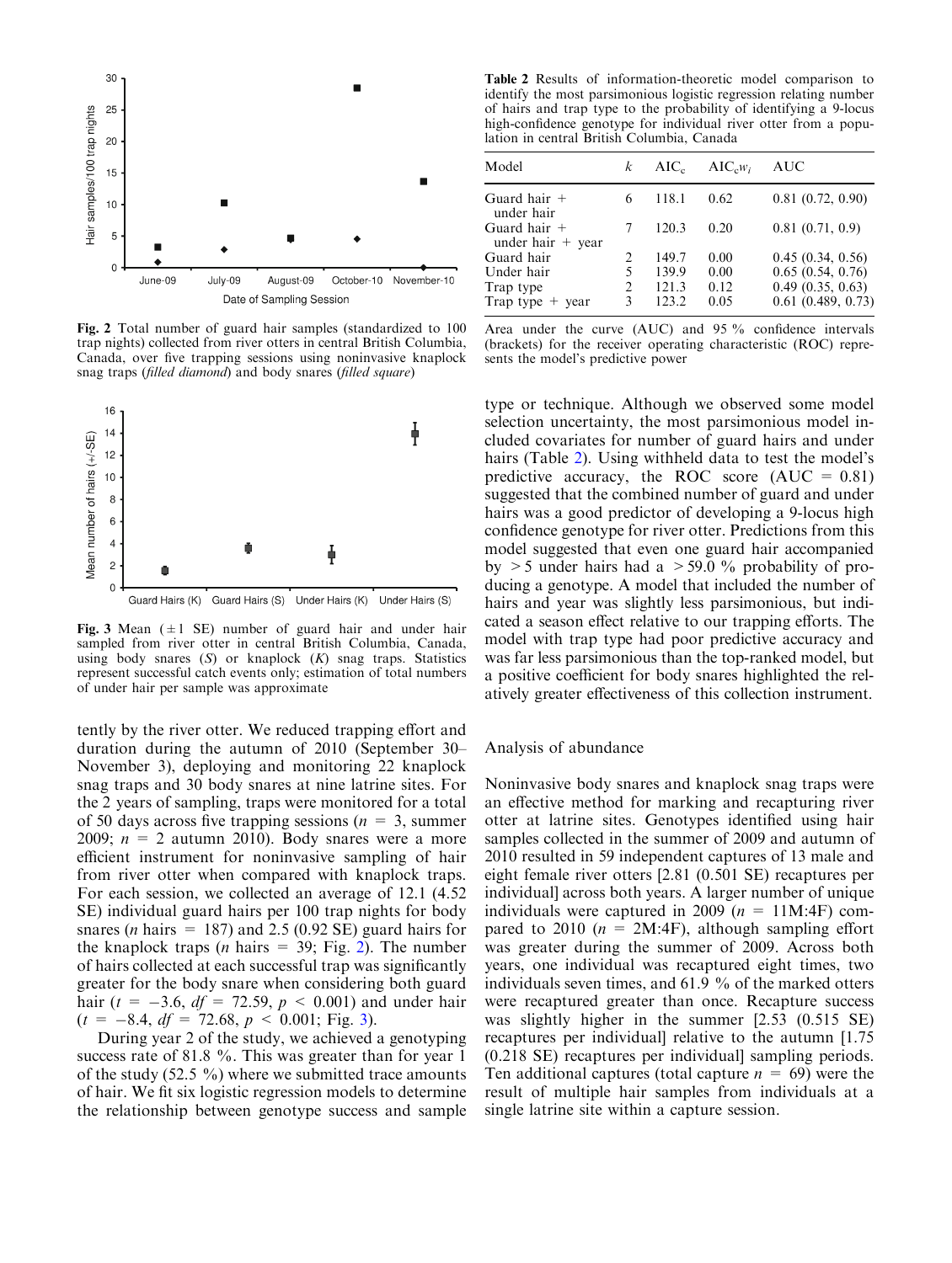Fig. 2 Total number of guard hair samples (standardized to 100 trap nights) collected from river otters in central British Columbia, Canada, over five trapping sessions using noninvasive knaplock snag traps (*filled diamond*) and body snares (*filled square*)

Fig. 3 Mean ($\pm 1$ SE) number of guard hair and under hair sampled from river otter in central British Columbia, Canada, using body snares (*S*) or knaplock (*K*) snag traps. Statistics represent successful catch events only; estimation of total numbers of under hair per sample was approximate

tently by the river otter. We reduced trapping effort and duration during the autumn of 2010 (September 30–November 3), deploying and monitoring 22 knaplock snag traps and 30 body snares at nine latrine sites. For the 2 years of sampling, traps were monitored for a total of 50 days across five trapping sessions ($n = 3$, summer 2009; $n = 2$ autumn 2010). Body snares were a more efficient instrument for noninvasive sampling of hair from river otter when compared with knaplock traps. For each session, we collected an average of 12.1 (4.52 SE) individual guard hairs per 100 trap nights for body snares ($n$ hairs $= 187$) and 2.5 (0.92 SE) guard hairs for the knaplock traps ($n$ hairs $= 39$; Fig. 2). The number of hairs collected at each successful trap was significantly greater for the body snare when considering both guard hair ($t = -3.6$, $df = 72.59$, $p < 0.001$) and under hair ($t = -8.4$, $df = 72.68$, $p < 0.001$; Fig. 3).

During year 2 of the study, we achieved a genotyping success rate of 81.8 %. This was greater than for year 1 of the study (52.5 %) where we submitted trace amounts of hair. We fit six logistic regression models to determine the relationship between genotype success and sample type or technique. Although we observed some model selection uncertainty, the most parsimonious model included covariates for number of guard hairs and under hairs (Table 2). Using withheld data to test the model's predictive accuracy, the ROC score (AUC = 0.81) suggested that the combined number of guard and under hairs was a good predictor of developing a 9-locus high confidence genotype for river otter. Predictions from this model suggested that even one guard hair accompanied by $>5$ under hairs had a $>59.0$ % probability of producing a genotype. A model that included the number of hairs and year was slightly less parsimonious, but indicated a season effect relative to our trapping efforts. The model with trap type had poor predictive accuracy and was far less parsimonious than the top-ranked model, but a positive coefficient for body snares highlighted the relatively greater effectiveness of this collection instrument.

**Table 2** Results of information-theoretic model comparison to identify the most parsimonious logistic regression relating number of hairs and trap type to the probability of identifying a 9-locus high-confidence genotype for individual river otter from a population in central British Columbia, Canada

| Model | $k$ | $AIC_c$ | $AIC_c w_i$ | AUC |
|---|---|---|---|---|
| Guard hair + under hair | 6 | 118.1 | 0.62 | 0.81 (0.72, 0.90) |
| Guard hair + under hair + year | 7 | 120.3 | 0.20 | 0.81 (0.71, 0.9) |
| Guard hair | 2 | 149.7 | 0.00 | 0.45 (0.34, 0.56) |
| Under hair | 5 | 139.9 | 0.00 | 0.65 (0.54, 0.76) |
| Trap type | 2 | 121.3 | 0.12 | 0.49 (0.35, 0.63) |
| Trap type + year | 3 | 123.2 | 0.05 | 0.61 (0.489, 0.73) |

Area under the curve (AUC) and 95 % confidence intervals (brackets) for the receiver operating characteristic (ROC) represents the model's predictive power

## Analysis of abundance

Noninvasive body snares and knaplock snag traps were an effective method for marking and recapturing river otter at latrine sites. Genotypes identified using hair samples collected in the summer of 2009 and autumn of 2010 resulted in 59 independent captures of 13 male and eight female river otters [2.81 (0.501 SE) recaptures per individual] across both years. A larger number of unique individuals were captured in 2009 ($n = 11$M:4F) compared to 2010 ($n = 2$M:4F), although sampling effort was greater during the summer of 2009. Across both years, one individual was recaptured eight times, two individuals seven times, and 61.9 % of the marked otters were recaptured greater than once. Recapture success was slightly higher in the summer [2.53 (0.515 SE) recaptures per individual] relative to the autumn [1.75 (0.218 SE) recaptures per individual] sampling periods. Ten additional captures (total capture $n = 69$) were the result of multiple hair samples from individuals at a single latrine site within a capture session.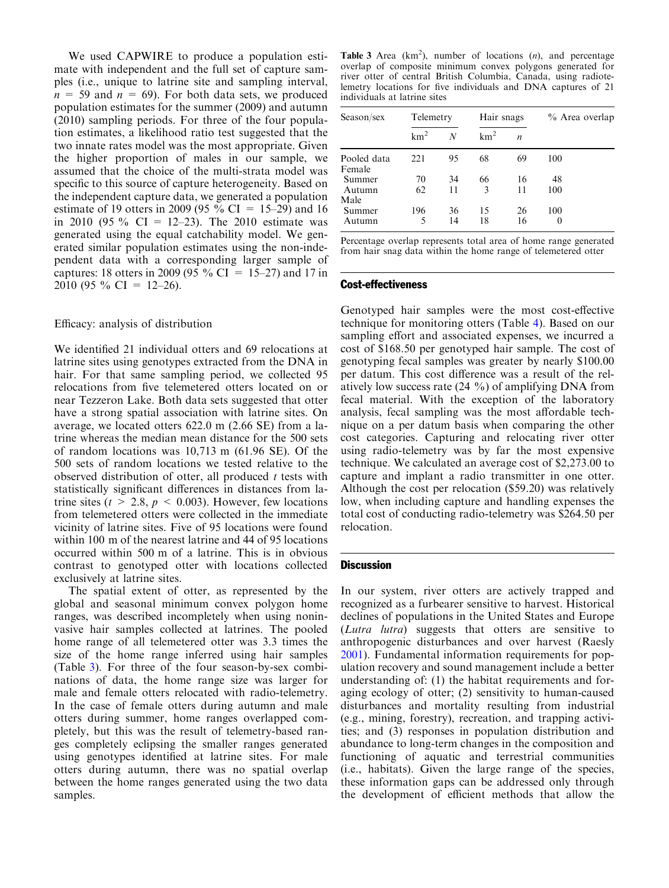We used CAPWIRE to produce a population estimate with independent and the full set of capture samples (i.e., unique to latrine site and sampling interval, $n = 59$ and $n = 69$). For both data sets, we produced population estimates for the summer (2009) and autumn (2010) sampling periods. For three of the four population estimates, a likelihood ratio test suggested that the two innate rates model was the most appropriate. Given the higher proportion of males in our sample, we assumed that the choice of the multi-strata model was specific to this source of capture heterogeneity. Based on the independent capture data, we generated a population estimate of 19 otters in 2009 (95 % CI = 15–29) and 16 in 2010 (95 % CI = 12–23). The 2010 estimate was generated using the equal catchability model. We generated similar population estimates using the non-independent data with a corresponding larger sample of captures: 18 otters in 2009 (95 % CI = 15–27) and 17 in 2010 (95 % CI = 12–26).

### Efficacy: analysis of distribution

We identified 21 individual otters and 69 relocations at latrine sites using genotypes extracted from the DNA in hair. For that same sampling period, we collected 95 relocations from five telemetered otters located on or near Tezzeron Lake. Both data sets suggested that otter have a strong spatial association with latrine sites. On average, we located otters 622.0 m (2.66 SE) from a latrine whereas the median mean distance for the 500 sets of random locations was 10,713 m (61.96 SE). Of the 500 sets of random locations we tested relative to the observed distribution of otter, all produced *t* tests with statistically significant differences in distances from latrine sites ($t > 2.8$, $p < 0.003$). However, few locations from telemetered otters were collected in the immediate vicinity of latrine sites. Five of 95 locations were found within 100 m of the nearest latrine and 44 of 95 locations occurred within 500 m of a latrine. This is in obvious contrast to genotyped otter with locations collected exclusively at latrine sites.

The spatial extent of otter, as represented by the global and seasonal minimum convex polygon home ranges, was described incompletely when using noninvasive hair samples collected at latrines. The pooled home range of all telemetered otter was 3.3 times the size of the home range inferred using hair samples (Table 3). For three of the four season-by-sex combinations of data, the home range size was larger for male and female otters relocated with radio-telemetry. In the case of female otters during autumn and male otters during summer, home ranges overlapped completely, but this was the result of telemetry-based ranges completely eclipsing the smaller ranges generated using genotypes identified at latrine sites. For male otters during autumn, there was no spatial overlap between the home ranges generated using the two data samples.

**Table 3** Area ($km^2$), number of locations ($n$), and percentage overlap of composite minimum convex polygons generated for river otter of central British Columbia, Canada, using radiotelemetry locations for five individuals and DNA captures of 21 individuals at latrine sites

| Season/sex | Telemetry | | Hair snags | | % Area overlap |
|---|---|---|---|---|---|
| | $km^2$ | $N$ | $km^2$ | $n$ | |
| Pooled data | 221 | 95 | 68 | 69 | 100 |
| Female | | | | | |
| Summer | 70 | 34 | 66 | 16 | 48 |
| Autumn | 62 | 11 | 3 | 11 | 100 |
| Male | | | | | |
| Summer | 196 | 36 | 15 | 26 | 100 |
| Autumn | 5 | 14 | 18 | 16 | 0 |

Percentage overlap represents total area of home range generated from hair snag data within the home range of telemetered otter

## Cost-effectiveness

Genotyped hair samples were the most cost-effective technique for monitoring otters (Table 4). Based on our sampling effort and associated expenses, we incurred a cost of $168.50 per genotyped hair sample. The cost of genotyping fecal samples was greater by nearly $100.00 per datum. This cost difference was a result of the relatively low success rate (24 %) of amplifying DNA from fecal material. With the exception of the laboratory analysis, fecal sampling was the most affordable technique on a per datum basis when comparing the other cost categories. Capturing and relocating river otter using radio-telemetry was by far the most expensive technique. We calculated an average cost of $2,273.00 to capture and implant a radio transmitter in one otter. Although the cost per relocation ($59.20) was relatively low, when including capture and handling expenses the total cost of conducting radio-telemetry was $264.50 per relocation.

## Discussion

In our system, river otters are actively trapped and recognized as a furbearer sensitive to harvest. Historical declines of populations in the United States and Europe (*Lutra lutra*) suggests that otters are sensitive to anthropogenic disturbances and over harvest (Raesly 2001). Fundamental information requirements for population recovery and sound management include a better understanding of: (1) the habitat requirements and foraging ecology of otter; (2) sensitivity to human-caused disturbances and mortality resulting from industrial (e.g., mining, forestry), recreation, and trapping activities; and (3) responses in population distribution and abundance to long-term changes in the composition and functioning of aquatic and terrestrial communities (i.e., habitats). Given the large range of the species, these information gaps can be addressed only through the development of efficient methods that allow the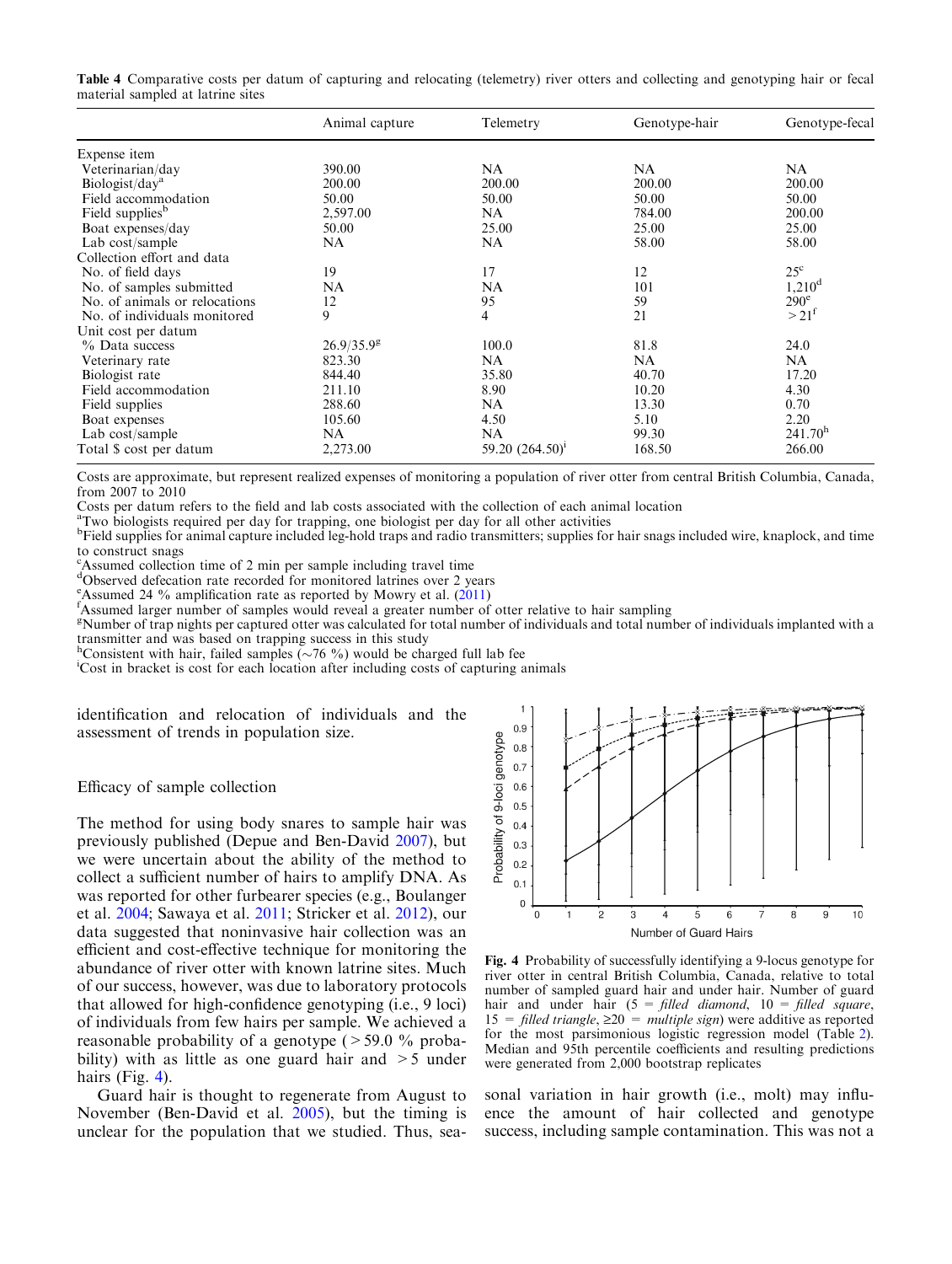**Table 4** Comparative costs per datum of capturing and relocating (telemetry) river otters and collecting and genotyping hair or fecal material sampled at latrine sites

| | Animal capture | Telemetry | Genotype-hair | Genotype-fecal |
|---|---|---|---|---|
| Expense item | | | | |
| Veterinarian/day | 390.00 | NA | NA | NA |
| Biologist/day[a] | 200.00 | 200.00 | 200.00 | 200.00 |
| Field accommodation | 50.00 | 50.00 | 50.00 | 50.00 |
| Field supplies[b] | 2,597.00 | NA | 784.00 | 200.00 |
| Boat expenses/day | 50.00 | 25.00 | 25.00 | 25.00 |
| Lab cost/sample | NA | NA | 58.00 | 58.00 |
| Collection effort and data | | | | |
| No. of field days | 19 | 17 | 12 | 25[c] |
| No. of samples submitted | NA | NA | 101 | 1,210[d] |
| No. of animals or relocations | 12 | 95 | 59 | 290[e] |
| No. of individuals monitored | 9 | 4 | 21 | >21[f] |
| Unit cost per datum | | | | |
| % Data success | 26.9/35.9[g] | 100.0 | 81.8 | 24.0 |
| Veterinary rate | 823.30 | NA | NA | NA |
| Biologist rate | 844.40 | 35.80 | 40.70 | 17.20 |
| Field accommodation | 211.10 | 8.90 | 10.20 | 4.30 |
| Field supplies | 288.60 | NA | 13.30 | 0.70 |
| Boat expenses | 105.60 | 4.50 | 5.10 | 2.20 |
| Lab cost/sample | NA | NA | 99.30 | 241.70[h] |
| Total $ cost per datum | 2,273.00 | 59.20 (264.50)[i] | 168.50 | 266.00 |

Costs are approximate, but represent realized expenses of monitoring a population of river otter from central British Columbia, Canada, from 2007 to 2010

Costs per datum refers to the field and lab costs associated with the collection of each animal location

[a] Two biologists required per day for trapping, one biologist per day for all other activities

[b] Field supplies for animal capture included leg-hold traps and radio transmitters; supplies for hair snags included wire, knaplock, and time to construct snags

[c] Assumed collection time of 2 min per sample including travel time

[d] Observed defecation rate recorded for monitored latrines over 2 years

[e] Assumed 24 % amplification rate as reported by Mowry et al. (2011)

[f] Assumed larger number of samples would reveal a greater number of otter relative to hair sampling

[g] Number of trap nights per captured otter was calculated for total number of individuals and total number of individuals implanted with a transmitter and was based on trapping success in this study

[h] Consistent with hair, failed samples (~76 %) would be charged full lab fee

[i] Cost in bracket is cost for each location after including costs of capturing animals

identification and relocation of individuals and the assessment of trends in population size.

## Efficacy of sample collection

The method for using body snares to sample hair was previously published (Depue and Ben-David 2007), but we were uncertain about the ability of the method to collect a sufficient number of hairs to amplify DNA. As was reported for other furbearer species (e.g., Boulanger et al. 2004; Sawaya et al. 2011; Stricker et al. 2012), our data suggested that noninvasive hair collection was an efficient and cost-effective technique for monitoring the abundance of river otter with known latrine sites. Much of our success, however, was due to laboratory protocols that allowed for high-confidence genotyping (i.e., 9 loci) of individuals from few hairs per sample. We achieved a reasonable probability of a genotype (>59.0 % probability) with as little as one guard hair and >5 under hairs (Fig. 4).

Guard hair is thought to regenerate from August to November (Ben-David et al. 2005), but the timing is unclear for the population that we studied. Thus, seasonal variation in hair growth (i.e., molt) may influence the amount of hair collected and genotype success, including sample contamination. This was not a

**Fig. 4** Probability of successfully identifying a 9-locus genotype for river otter in central British Columbia, Canada, relative to total number of sampled guard hair and under hair. Number of guard hair and under hair (5 = *filled diamond*, 10 = *filled square*, 15 = *filled triangle*, ≥20 = *multiple sign*) were additive as reported for the most parsimonious logistic regression model (Table 2). Median and 95th percentile coefficients and resulting predictions were generated from 2,000 bootstrap replicates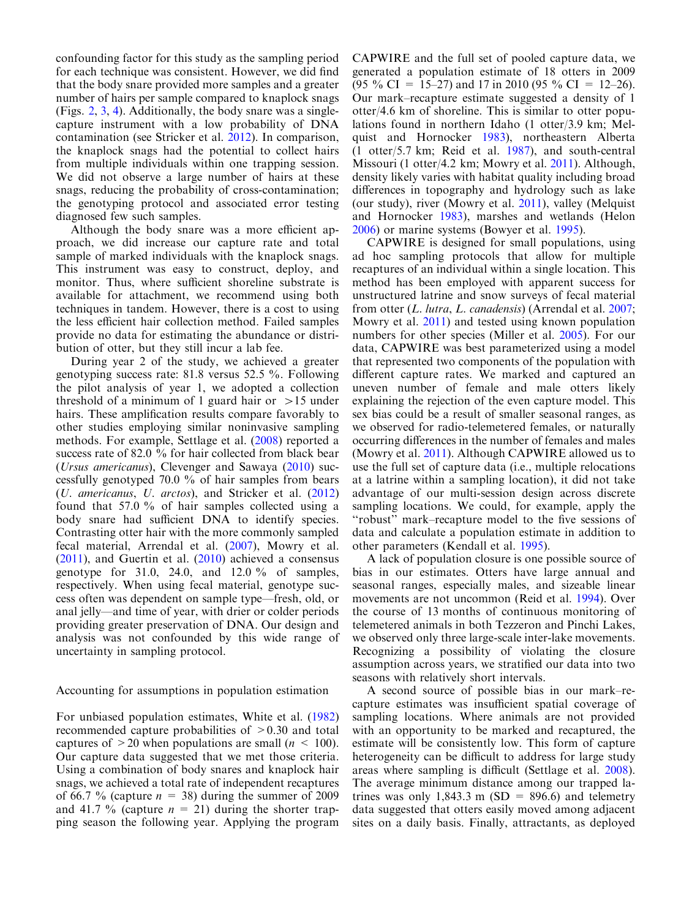confounding factor for this study as the sampling period for each technique was consistent. However, we did find that the body snare provided more samples and a greater number of hairs per sample compared to knaplock snags (Figs. 2, 3, 4). Additionally, the body snare was a single-capture instrument with a low probability of DNA contamination (see Stricker et al. 2012). In comparison, the knaplock snags had the potential to collect hairs from multiple individuals within one trapping session. We did not observe a large number of hairs at these snags, reducing the probability of cross-contamination; the genotyping protocol and associated error testing diagnosed few such samples.

Although the body snare was a more efficient approach, we did increase our capture rate and total sample of marked individuals with the knaplock snags. This instrument was easy to construct, deploy, and monitor. Thus, where sufficient shoreline substrate is available for attachment, we recommend using both techniques in tandem. However, there is a cost to using the less efficient hair collection method. Failed samples provide no data for estimating the abundance or distribution of otter, but they still incur a lab fee.

During year 2 of the study, we achieved a greater genotyping success rate: 81.8 versus 52.5 %. Following the pilot analysis of year 1, we adopted a collection threshold of a minimum of 1 guard hair or >15 under hairs. These amplification results compare favorably to other studies employing similar noninvasive sampling methods. For example, Settlage et al. (2008) reported a success rate of 82.0 % for hair collected from black bear (*Ursus americanus*), Clevenger and Sawaya (2010) successfully genotyped 70.0 % of hair samples from bears (*U. americanus*, *U. arctos*), and Stricker et al. (2012) found that 57.0 % of hair samples collected using a body snare had sufficient DNA to identify species. Contrasting otter hair with the more commonly sampled fecal material, Arrendal et al. (2007), Mowry et al. (2011), and Guertin et al. (2010) achieved a consensus genotype for 31.0, 24.0, and 12.0 % of samples, respectively. When using fecal material, genotype success often was dependent on sample type—fresh, old, or anal jelly—and time of year, with drier or colder periods providing greater preservation of DNA. Our design and analysis was not confounded by this wide range of uncertainty in sampling protocol.

## Accounting for assumptions in population estimation

For unbiased population estimates, White et al. (1982) recommended capture probabilities of >0.30 and total captures of >20 when populations are small ($n$ < 100). Our capture data suggested that we met those criteria. Using a combination of body snares and knaplock hair snags, we achieved a total rate of independent recaptures of 66.7 % (capture $n$ = 38) during the summer of 2009 and 41.7 % (capture $n$ = 21) during the shorter trapping season the following year. Applying the program CAPWIRE and the full set of pooled capture data, we generated a population estimate of 18 otters in 2009 (95 % CI = 15–27) and 17 in 2010 (95 % CI = 12–26). Our mark–recapture estimate suggested a density of 1 otter/4.6 km of shoreline. This is similar to otter populations found in northern Idaho (1 otter/3.9 km; Melquist and Hornocker 1983), northeastern Alberta (1 otter/5.7 km; Reid et al. 1987), and south-central Missouri (1 otter/4.2 km; Mowry et al. 2011). Although, density likely varies with habitat quality including broad differences in topography and hydrology such as lake (our study), river (Mowry et al. 2011), valley (Melquist and Hornocker 1983), marshes and wetlands (Helon 2006) or marine systems (Bowyer et al. 1995).

CAPWIRE is designed for small populations, using ad hoc sampling protocols that allow for multiple recaptures of an individual within a single location. This method has been employed with apparent success for unstructured latrine and snow surveys of fecal material from otter (*L. lutra*, *L. canadensis*) (Arrendal et al. 2007; Mowry et al. 2011) and tested using known population numbers for other species (Miller et al. 2005). For our data, CAPWIRE was best parameterized using a model that represented two components of the population with different capture rates. We marked and captured an uneven number of female and male otters likely explaining the rejection of the even capture model. This sex bias could be a result of smaller seasonal ranges, as we observed for radio-telemetered females, or naturally occurring differences in the number of females and males (Mowry et al. 2011). Although CAPWIRE allowed us to use the full set of capture data (i.e., multiple relocations at a latrine within a sampling location), it did not take advantage of our multi-session design across discrete sampling locations. We could, for example, apply the "robust" mark–recapture model to the five sessions of data and calculate a population estimate in addition to other parameters (Kendall et al. 1995).

A lack of population closure is one possible source of bias in our estimates. Otters have large annual and seasonal ranges, especially males, and sizeable linear movements are not uncommon (Reid et al. 1994). Over the course of 13 months of continuous monitoring of telemetered animals in both Tezzeron and Pinchi Lakes, we observed only three large-scale inter-lake movements. Recognizing a possibility of violating the closure assumption across years, we stratified our data into two seasons with relatively short intervals.

A second source of possible bias in our mark–recapture estimates was insufficient spatial coverage of sampling locations. Where animals are not provided with an opportunity to be marked and recaptured, the estimate will be consistently low. This form of capture heterogeneity can be difficult to address for large study areas where sampling is difficult (Settlage et al. 2008). The average minimum distance among our trapped latrines was only 1,843.3 m (SD = 896.6) and telemetry data suggested that otters easily moved among adjacent sites on a daily basis. Finally, attractants, as deployed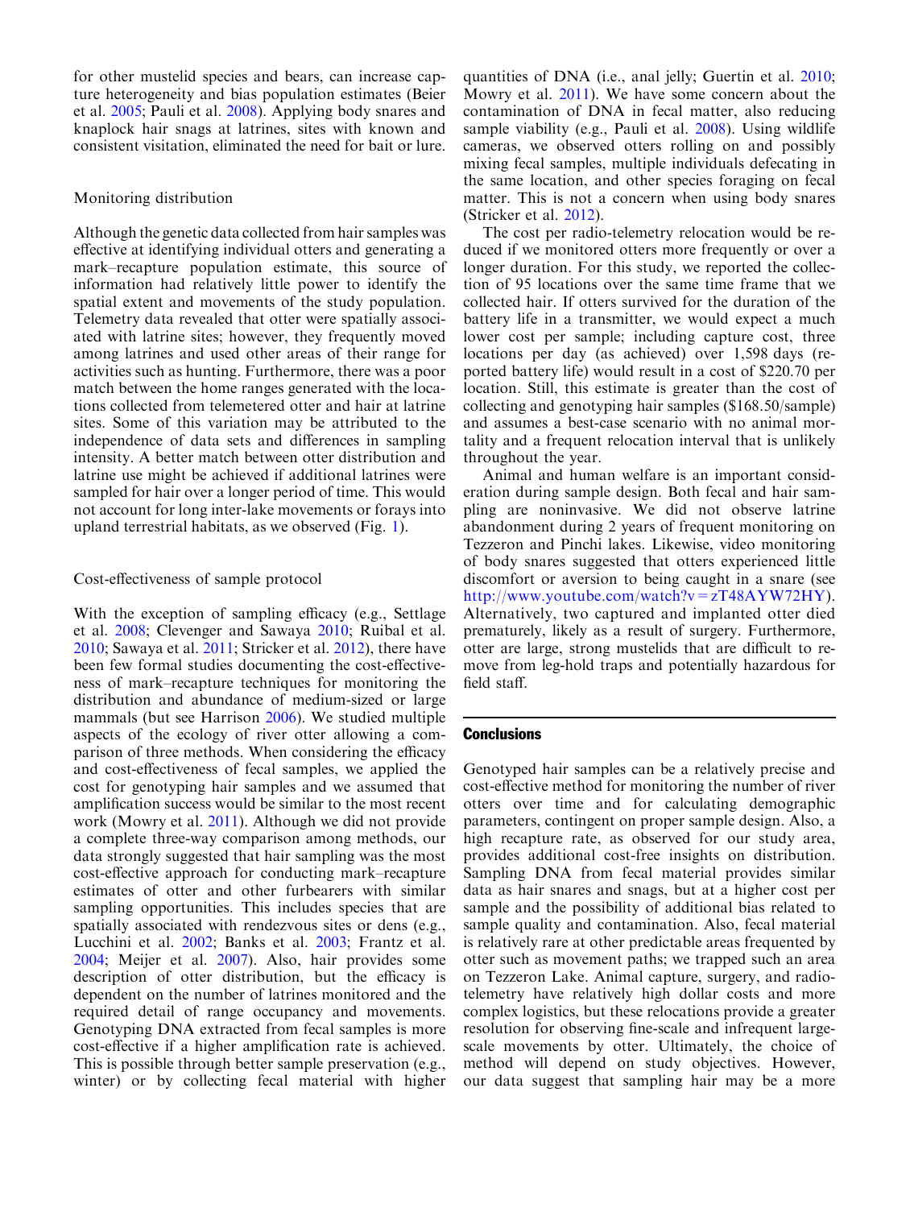for other mustelid species and bears, can increase capture heterogeneity and bias population estimates (Beier et al. 2005; Pauli et al. 2008). Applying body snares and knaplock hair snags at latrines, sites with known and consistent visitation, eliminated the need for bait or lure.

### Monitoring distribution

Although the genetic data collected from hair samples was effective at identifying individual otters and generating a mark–recapture population estimate, this source of information had relatively little power to identify the spatial extent and movements of the study population. Telemetry data revealed that otter were spatially associated with latrine sites; however, they frequently moved among latrines and used other areas of their range for activities such as hunting. Furthermore, there was a poor match between the home ranges generated with the locations collected from telemetered otter and hair at latrine sites. Some of this variation may be attributed to the independence of data sets and differences in sampling intensity. A better match between otter distribution and latrine use might be achieved if additional latrines were sampled for hair over a longer period of time. This would not account for long inter-lake movements or forays into upland terrestrial habitats, as we observed (Fig. 1).

### Cost-effectiveness of sample protocol

With the exception of sampling efficacy (e.g., Settlage et al. 2008; Clevenger and Sawaya 2010; Ruibal et al. 2010; Sawaya et al. 2011; Stricker et al. 2012), there have been few formal studies documenting the cost-effectiveness of mark–recapture techniques for monitoring the distribution and abundance of medium-sized or large mammals (but see Harrison 2006). We studied multiple aspects of the ecology of river otter allowing a comparison of three methods. When considering the efficacy and cost-effectiveness of fecal samples, we applied the cost for genotyping hair samples and we assumed that amplification success would be similar to the most recent work (Mowry et al. 2011). Although we did not provide a complete three-way comparison among methods, our data strongly suggested that hair sampling was the most cost-effective approach for conducting mark–recapture estimates of otter and other furbearers with similar sampling opportunities. This includes species that are spatially associated with rendezvous sites or dens (e.g., Lucchini et al. 2002; Banks et al. 2003; Frantz et al. 2004; Meijer et al. 2007). Also, hair provides some description of otter distribution, but the efficacy is dependent on the number of latrines monitored and the required detail of range occupancy and movements. Genotyping DNA extracted from fecal samples is more cost-effective if a higher amplification rate is achieved. This is possible through better sample preservation (e.g., winter) or by collecting fecal material with higher quantities of DNA (i.e., anal jelly; Guertin et al. 2010; Mowry et al. 2011). We have some concern about the contamination of DNA in fecal matter, also reducing sample viability (e.g., Pauli et al. 2008). Using wildlife cameras, we observed otters rolling on and possibly mixing fecal samples, multiple individuals defecating in the same location, and other species foraging on fecal matter. This is not a concern when using body snares (Stricker et al. 2012).

The cost per radio-telemetry relocation would be reduced if we monitored otters more frequently or over a longer duration. For this study, we reported the collection of 95 locations over the same time frame that we collected hair. If otters survived for the duration of the battery life in a transmitter, we would expect a much lower cost per sample; including capture cost, three locations per day (as achieved) over 1,598 days (reported battery life) would result in a cost of $220.70 per location. Still, this estimate is greater than the cost of collecting and genotyping hair samples ($168.50/sample) and assumes a best-case scenario with no animal mortality and a frequent relocation interval that is unlikely throughout the year.

Animal and human welfare is an important consideration during sample design. Both fecal and hair sampling are noninvasive. We did not observe latrine abandonment during 2 years of frequent monitoring on Tezzeron and Pinchi lakes. Likewise, video monitoring of body snares suggested that otters experienced little discomfort or aversion to being caught in a snare (see http://www.youtube.com/watch?v=zT48AYW72HY). Alternatively, two captured and implanted otter died prematurely, likely as a result of surgery. Furthermore, otter are large, strong mustelids that are difficult to remove from leg-hold traps and potentially hazardous for field staff.

## Conclusions

Genotyped hair samples can be a relatively precise and cost-effective method for monitoring the number of river otters over time and for calculating demographic parameters, contingent on proper sample design. Also, a high recapture rate, as observed for our study area, provides additional cost-free insights on distribution. Sampling DNA from fecal material provides similar data as hair snares and snags, but at a higher cost per sample and the possibility of additional bias related to sample quality and contamination. Also, fecal material is relatively rare at other predictable areas frequented by otter such as movement paths; we trapped such an area on Tezzeron Lake. Animal capture, surgery, and radio-telemetry have relatively high dollar costs and more complex logistics, but these relocations provide a greater resolution for observing fine-scale and infrequent large-scale movements by otter. Ultimately, the choice of method will depend on study objectives. However, our data suggest that sampling hair may be a more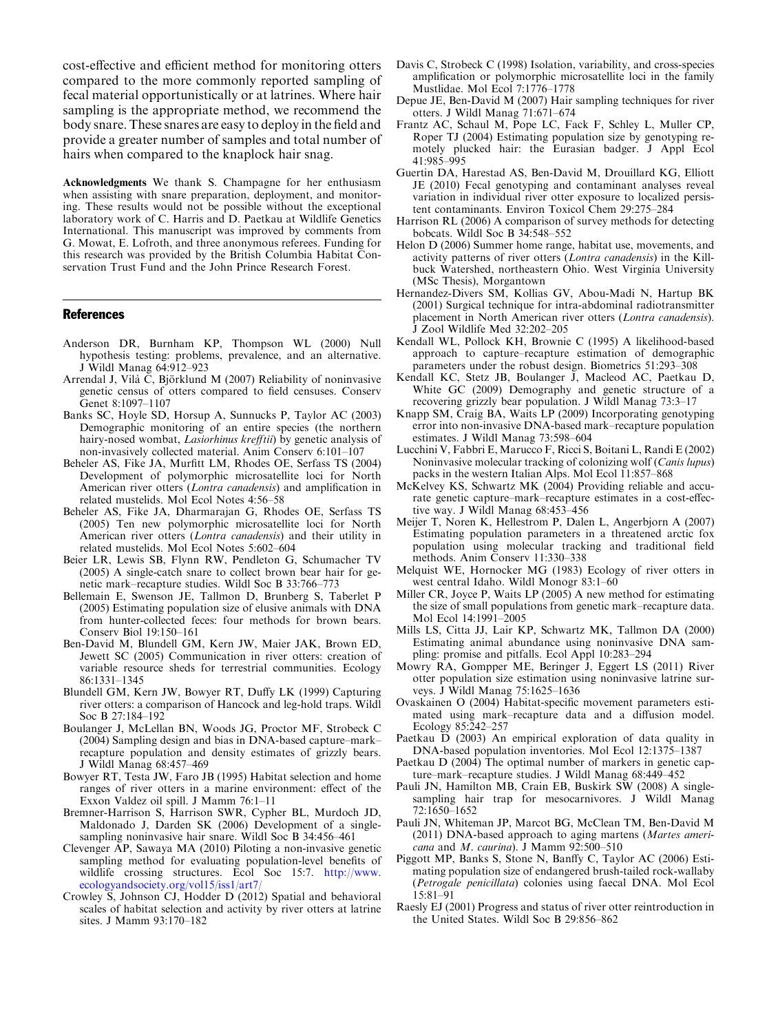cost-effective and efficient method for monitoring otters compared to the more commonly reported sampling of fecal material opportunistically or at latrines. Where hair sampling is the appropriate method, we recommend the body snare. These snares are easy to deploy in the field and provide a greater number of samples and total number of hairs when compared to the knaplock hair snag.

**Acknowledgments** We thank S. Champagne for her enthusiasm when assisting with snare preparation, deployment, and monitoring. These results would not be possible without the exceptional laboratory work of C. Harris and D. Paetkau at Wildlife Genetics International. This manuscript was improved by comments from G. Mowat, E. Lofroth, and three anonymous referees. Funding for this research was provided by the British Columbia Habitat Conservation Trust Fund and the John Prince Research Forest.

## References

Anderson DR, Burnham KP, Thompson WL (2000) Null hypothesis testing: problems, prevalence, and an alternative. J Wildl Manag 64:912–923

Arrendal J, Vilà C, Björklund M (2007) Reliability of noninvasive genetic census of otters compared to field censuses. Conserv Genet 8:1097–1107

Banks SC, Hoyle SD, Horsup A, Sunnucks P, Taylor AC (2003) Demographic monitoring of an entire species (the northern hairy-nosed wombat, *Lasiorhinus krefftii*) by genetic analysis of non-invasively collected material. Anim Conserv 6:101–107

Beheler AS, Fike JA, Murfitt LM, Rhodes OE, Serfass TS (2004) Development of polymorphic microsatellite loci for North American river otters (*Lontra canadensis*) and amplification in related mustelids. Mol Ecol Notes 4:56–58

Beheler AS, Fike JA, Dharmarajan G, Rhodes OE, Serfass TS (2005) Ten new polymorphic microsatellite loci for North American river otters (*Lontra canadensis*) and their utility in related mustelids. Mol Ecol Notes 5:602–604

Beier LR, Lewis SB, Flynn RW, Pendleton G, Schumacher TV (2005) A single-catch snare to collect brown bear hair for genetic mark–recapture studies. Wildl Soc B 33:766–773

Bellemain E, Swenson JE, Tallmon D, Brunberg S, Taberlet P (2005) Estimating population size of elusive animals with DNA from hunter-collected feces: four methods for brown bears. Conserv Biol 19:150–161

Ben-David M, Blundell GM, Kern JW, Maier JAK, Brown ED, Jewett SC (2005) Communication in river otters: creation of variable resource sheds for terrestrial communities. Ecology 86:1331–1345

Blundell GM, Kern JW, Bowyer RT, Duffy LK (1999) Capturing river otters: a comparison of Hancock and leg-hold traps. Wildl Soc B 27:184–192

Boulanger J, McLellan BN, Woods JG, Proctor MF, Strobeck C (2004) Sampling design and bias in DNA-based capture–mark–recapture population and density estimates of grizzly bears. J Wildl Manag 68:457–469

Bowyer RT, Testa JW, Faro JB (1995) Habitat selection and home ranges of river otters in a marine environment: effect of the Exxon Valdez oil spill. J Mamm 76:1–11

Bremner-Harrison S, Harrison SWR, Cypher BL, Murdoch JD, Maldonado J, Darden SK (2006) Development of a single-sampling noninvasive hair snare. Wildl Soc B 34:456–461

Clevenger AP, Sawaya MA (2010) Piloting a non-invasive genetic sampling method for evaluating population-level benefits of wildlife crossing structures. Ecol Soc 15:7. http://www.ecologyandsociety.org/vol15/iss1/art7/

Crowley S, Johnson CJ, Hodder D (2012) Spatial and behavioral scales of habitat selection and activity by river otters at latrine sites. J Mamm 93:170–182

Davis C, Strobeck C (1998) Isolation, variability, and cross-species amplification or polymorphic microsatellite loci in the family Mustlidae. Mol Ecol 7:1776–1778

Depue JE, Ben-David M (2007) Hair sampling techniques for river otters. J Wildl Manag 71:671–674

Frantz AC, Schaul M, Pope LC, Fack F, Schley L, Muller CP, Roper TJ (2004) Estimating population size by genotyping remotely plucked hair: the Eurasian badger. J Appl Ecol 41:985–995

Guertin DA, Harestad AS, Ben-David M, Drouillard KG, Elliott JE (2010) Fecal genotyping and contaminant analyses reveal variation in individual river otter exposure to localized persistent contaminants. Environ Toxicol Chem 29:275–284

Harrison RL (2006) A comparison of survey methods for detecting bobcats. Wildl Soc B 34:548–552

Helon D (2006) Summer home range, habitat use, movements, and activity patterns of river otters (*Lontra canadensis*) in the Killbuck Watershed, northeastern Ohio. West Virginia University (MSc Thesis), Morgantown

Hernandez-Divers SM, Kollias GV, Abou-Madi N, Hartup BK (2001) Surgical technique for intra-abdominal radiotransmitter placement in North American river otters (*Lontra canadensis*). J Zool Wildlife Med 32:202–205

Kendall WL, Pollock KH, Brownie C (1995) A likelihood-based approach to capture–recapture estimation of demographic parameters under the robust design. Biometrics 51:293–308

Kendall KC, Stetz JB, Boulanger J, Macleod AC, Paetkau D, White GC (2009) Demography and genetic structure of a recovering grizzly bear population. J Wildl Manag 73:3–17

Knapp SM, Craig BA, Waits LP (2009) Incorporating genotyping error into non-invasive DNA-based mark–recapture population estimates. J Wildl Manag 73:598–604

Lucchini V, Fabbri E, Marucco F, Ricci S, Boitani L, Randi E (2002) Noninvasive molecular tracking of colonizing wolf (*Canis lupus*) packs in the western Italian Alps. Mol Ecol 11:857–868

McKelvey KS, Schwartz MK (2004) Providing reliable and accurate genetic capture–mark–recapture estimates in a cost-effective way. J Wildl Manag 68:453–456

Meijer T, Noren K, Hellestrom P, Dalen L, Angerbjorn A (2007) Estimating population parameters in a threatened arctic fox population using molecular tracking and traditional field methods. Anim Conserv 11:330–338

Melquist WE, Hornocker MG (1983) Ecology of river otters in west central Idaho. Wildl Monogr 83:1–60

Miller CR, Joyce P, Waits LP (2005) A new method for estimating the size of small populations from genetic mark–recapture data. Mol Ecol 14:1991–2005

Mills LS, Citta JJ, Lair KP, Schwartz MK, Tallmon DA (2000) Estimating animal abundance using noninvasive DNA sampling: promise and pitfalls. Ecol Appl 10:283–294

Mowry RA, Gompper ME, Beringer J, Eggert LS (2011) River otter population size estimation using noninvasive latrine surveys. J Wildl Manag 75:1625–1636

Ovaskainen O (2004) Habitat-specific movement parameters estimated using mark–recapture data and a diffusion model. Ecology 85:242–257

Paetkau D (2003) An empirical exploration of data quality in DNA-based population inventories. Mol Ecol 12:1375–1387

Paetkau D (2004) The optimal number of markers in genetic capture–mark–recapture studies. J Wildl Manag 68:449–452

Pauli JN, Hamilton MB, Crain EB, Buskirk SW (2008) A single-sampling hair trap for mesocarnivores. J Wildl Manag 72:1650–1652

Pauli JN, Whiteman JP, Marcot BG, McClean TM, Ben-David M (2011) DNA-based approach to aging martens (*Martes americana* and *M. caurina*). J Mamm 92:500–510

Piggott MP, Banks S, Stone N, Banffy C, Taylor AC (2006) Estimating population size of endangered brush-tailed rock-wallaby (*Petrogale penicillata*) colonies using faecal DNA. Mol Ecol 15:81–91

Raesly EJ (2001) Progress and status of river otter reintroduction in the United States. Wildl Soc B 29:856–862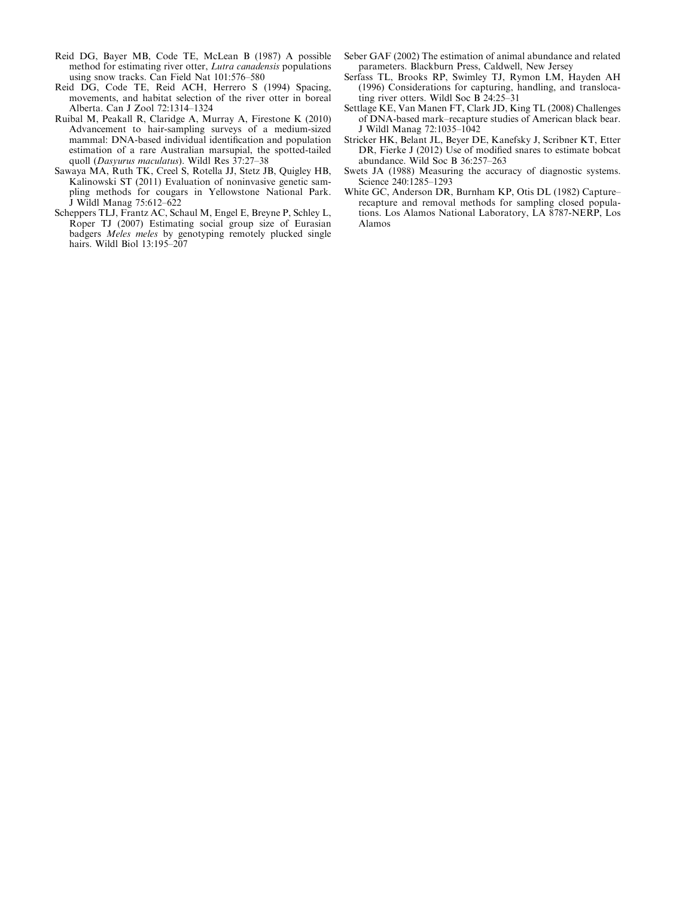Reid DG, Bayer MB, Code TE, McLean B (1987) A possible method for estimating river otter, *Lutra canadensis* populations using snow tracks. Can Field Nat 101:576–580

Reid DG, Code TE, Reid ACH, Herrero S (1994) Spacing, movements, and habitat selection of the river otter in boreal Alberta. Can J Zool 72:1314–1324

Ruibal M, Peakall R, Claridge A, Murray A, Firestone K (2010) Advancement to hair-sampling surveys of a medium-sized mammal: DNA-based individual identification and population estimation of a rare Australian marsupial, the spotted-tailed quoll (*Dasyurus maculatus*). Wildl Res 37:27–38

Sawaya MA, Ruth TK, Creel S, Rotella JJ, Stetz JB, Quigley HB, Kalinowski ST (2011) Evaluation of noninvasive genetic sampling methods for cougars in Yellowstone National Park. J Wildl Manag 75:612–622

Scheppers TLJ, Frantz AC, Schaul M, Engel E, Breyne P, Schley L, Roper TJ (2007) Estimating social group size of Eurasian badgers *Meles meles* by genotyping remotely plucked single hairs. Wildl Biol 13:195–207

Seber GAF (2002) The estimation of animal abundance and related parameters. Blackburn Press, Caldwell, New Jersey

Serfass TL, Brooks RP, Swimley TJ, Rymon LM, Hayden AH (1996) Considerations for capturing, handling, and translocating river otters. Wildl Soc B 24:25–31

Settlage KE, Van Manen FT, Clark JD, King TL (2008) Challenges of DNA-based mark–recapture studies of American black bear. J Wildl Manag 72:1035–1042

Stricker HK, Belant JL, Beyer DE, Kanefsky J, Scribner KT, Etter DR, Fierke J (2012) Use of modified snares to estimate bobcat abundance. Wild Soc B 36:257–263

Swets JA (1988) Measuring the accuracy of diagnostic systems. Science 240:1285–1293

White GC, Anderson DR, Burnham KP, Otis DL (1982) Capture–recapture and removal methods for sampling closed populations. Los Alamos National Laboratory, LA 8787-NERP, Los Alamos